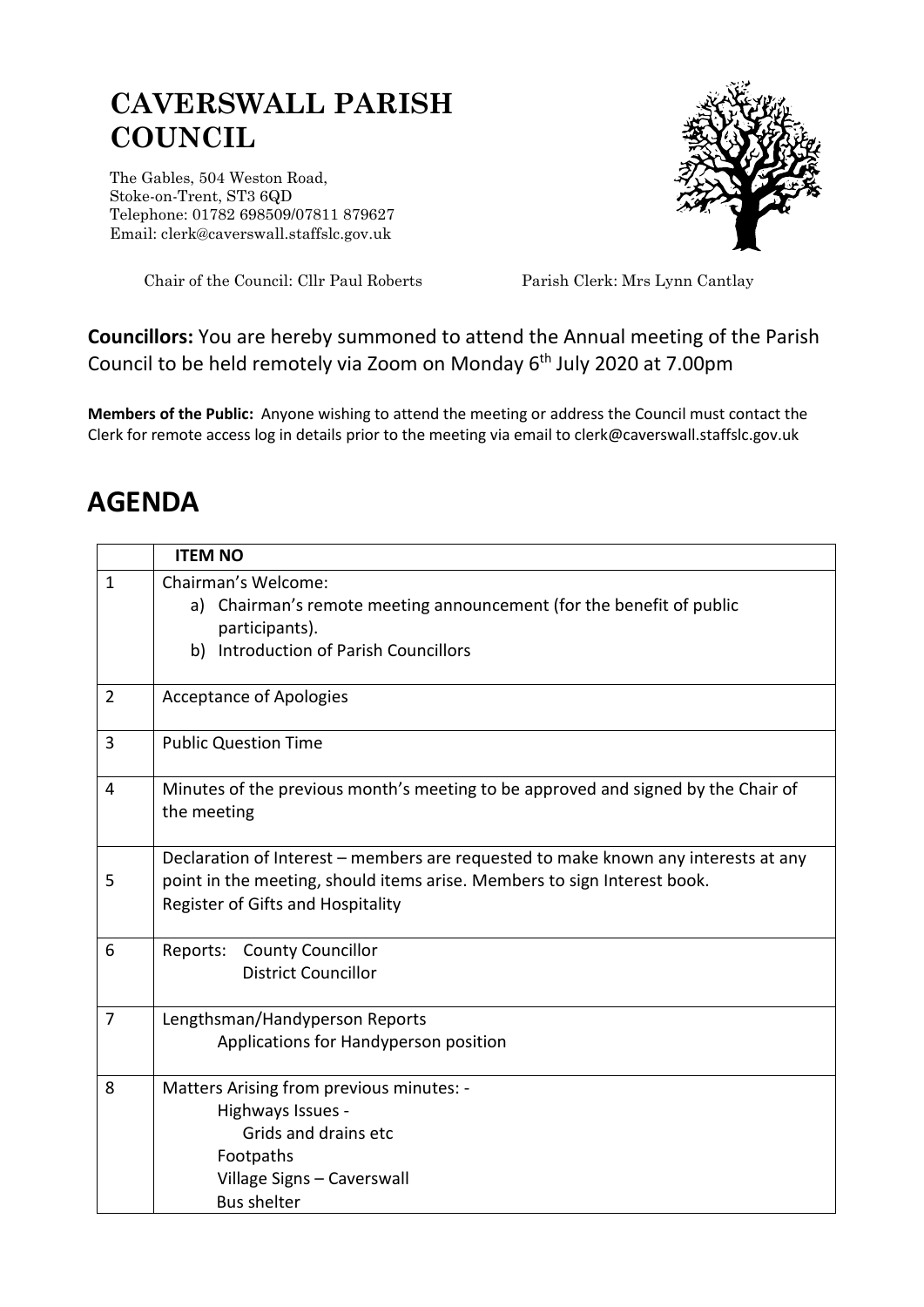# CAVERSWALL PARISH COUNCIL

The Gables, 504 Weston Road,
Stoke-on-Trent, ST3 6QD
Telephone: 01782 698509/07811 879627
Email: clerk@caverswall.staffslc.gov.uk

Chair of the Council: Cllr Paul Roberts

Parish Clerk: Mrs Lynn Cantlay

**Councillors:** You are hereby summoned to attend the Annual meeting of the Parish Council to be held remotely via Zoom on Monday 6th July 2020 at 7.00pm

**Members of the Public:** Anyone wishing to attend the meeting or address the Council must contact the Clerk for remote access log in details prior to the meeting via email to clerk@caverswall.staffslc.gov.uk

# AGENDA

| | **ITEM NO** |
|---|---|
| 1 | Chairman's Welcome:<br>a) Chairman's remote meeting announcement (for the benefit of public participants).<br>b) Introduction of Parish Councillors |
| 2 | Acceptance of Apologies |
| 3 | Public Question Time |
| 4 | Minutes of the previous month's meeting to be approved and signed by the Chair of the meeting |
| 5 | Declaration of Interest – members are requested to make known any interests at any point in the meeting, should items arise. Members to sign Interest book.<br>Register of Gifts and Hospitality |
| 6 | Reports: County Councillor<br>District Councillor |
| 7 | Lengthsman/Handyperson Reports<br>Applications for Handyperson position |
| 8 | Matters Arising from previous minutes: -<br>Highways Issues -<br>Grids and drains etc<br>Footpaths<br>Village Signs – Caverswall<br>Bus shelter |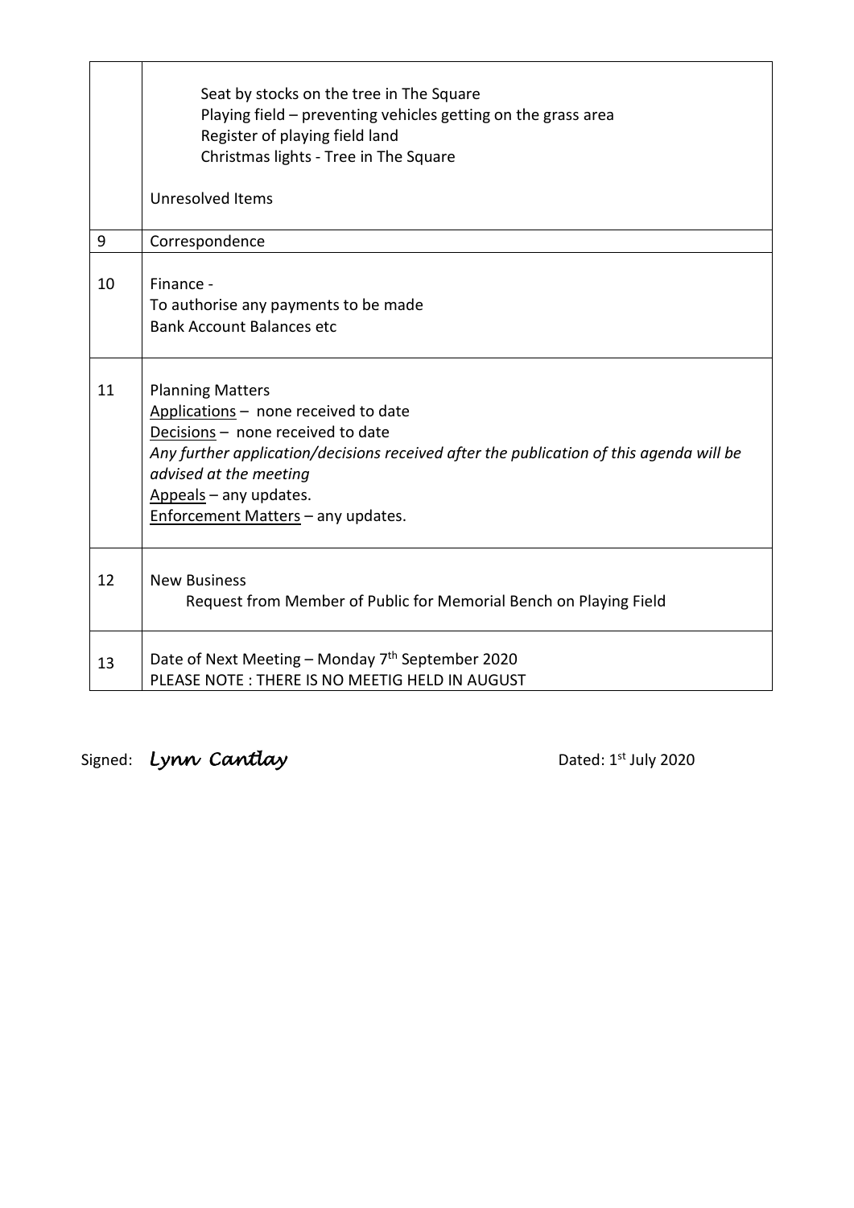| | |
|---|---|
| | Seat by stocks on the tree in The Square<br>Playing field – preventing vehicles getting on the grass area<br>Register of playing field land<br>Christmas lights - Tree in The Square<br><br>Unresolved Items |
| 9 | Correspondence |
| 10 | Finance -<br>To authorise any payments to be made<br>Bank Account Balances etc |
| 11 | Planning Matters<br><u>Applications</u> – none received to date<br><u>Decisions</u> – none received to date<br>*Any further application/decisions received after the publication of this agenda will be advised at the meeting*<br><u>Appeals</u> – any updates.<br><u>Enforcement Matters</u> – any updates. |
| 12 | New Business<br>Request from Member of Public for Memorial Bench on Playing Field |
| 13 | Date of Next Meeting – Monday 7th September 2020<br>PLEASE NOTE : THERE IS NO MEETIG HELD IN AUGUST |

Signed: ***Lynn Cantlay*** Dated: 1st July 2020